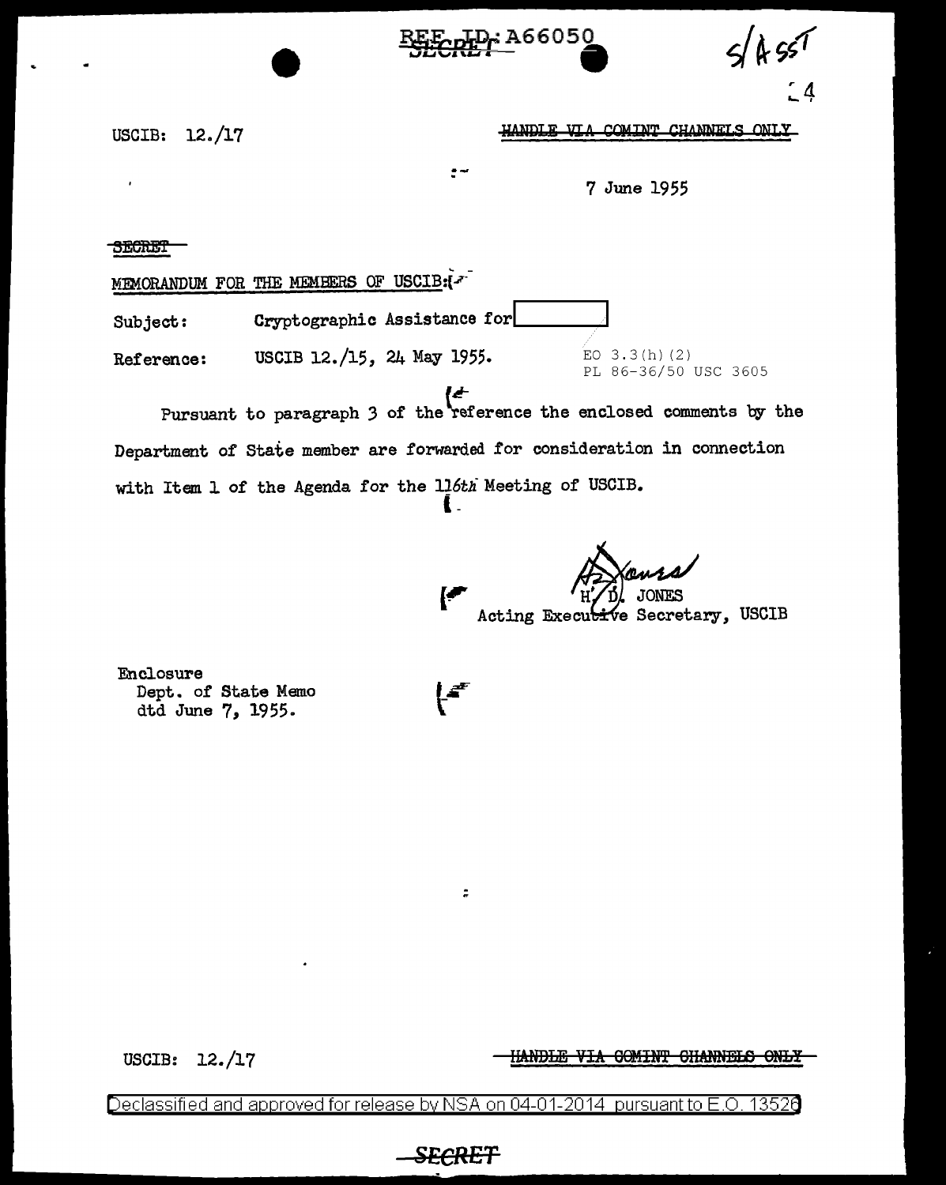REF ID: A66050

SECRET

S/ASST

USCIB: 12./17

HANDLE VIA COMINT CHANNELS ONLY

7 June 1955

SECRET

MEMORANDUM FOR THE MEMBERS OF USCIB:

Subject: Cryptographic Assistance for [redacted]

Reference: USCIB 12./15, 24 May 1955.

EO 3.3(h)(2)
PL 86-36/50 USC 3605

Pursuant to paragraph 3 of the reference the enclosed comments by the Department of State member are forwarded for consideration in connection with Item 1 of the Agenda for the 116th Meeting of USCIB.

H. D. JONES
Acting Executive Secretary, USCIB

Enclosure
Dept. of State Memo
dtd June 7, 1955.

USCIB: 12./17

HANDLE VIA COMINT CHANNELS ONLY

Declassified and approved for release by NSA on 04-01-2014 pursuant to E.O. 13526

SECRET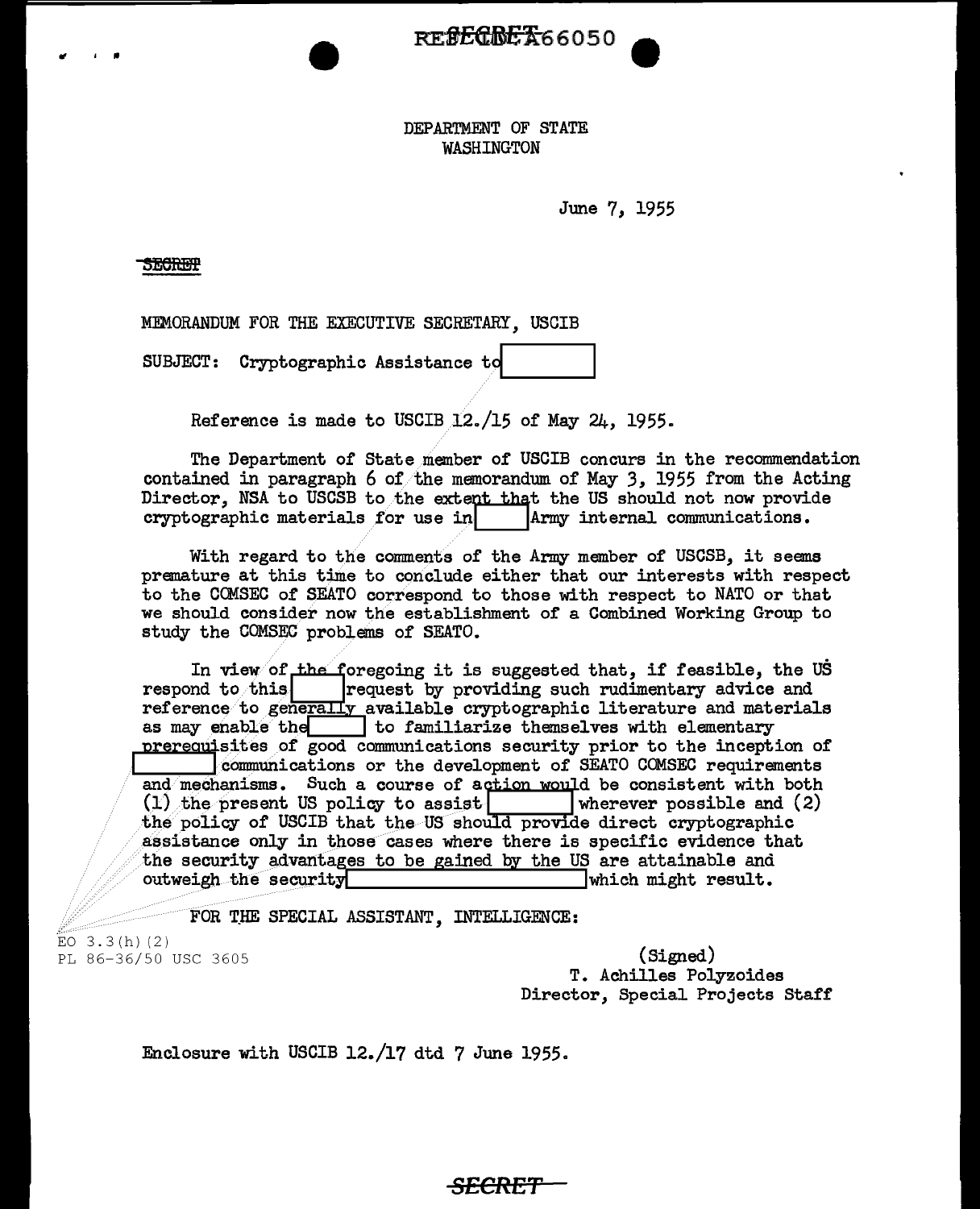REF ID:A66050

DEPARTMENT OF STATE
WASHINGTON

June 7, 1955

SECRET

MEMORANDUM FOR THE EXECUTIVE SECRETARY, USCIB

SUBJECT: Cryptographic Assistance to [REDACTED]

Reference is made to USCIB 12./15 of May 24, 1955.

The Department of State member of USCIB concurs in the recommendation contained in paragraph 6 of the memorandum of May 3, 1955 from the Acting Director, NSA to USCSB to the extent that the US should not now provide cryptographic materials for use in [REDACTED] Army internal communications.

With regard to the comments of the Army member of USCSB, it seems premature at this time to conclude either that our interests with respect to the COMSEC of SEATO correspond to those with respect to NATO or that we should consider now the establishment of a Combined Working Group to study the COMSEC problems of SEATO.

In view of the foregoing it is suggested that, if feasible, the US respond to this [REDACTED] request by providing such rudimentary advice and reference to generally available cryptographic literature and materials as may enable the [REDACTED] to familiarize themselves with elementary prerequisites of good communications security prior to the inception of [REDACTED] communications or the development of SEATO COMSEC requirements and mechanisms. Such a course of action would be consistent with both (1) the present US policy to assist [REDACTED] wherever possible and (2) the policy of USCIB that the US should provide direct cryptographic assistance only in those cases where there is specific evidence that the security advantages to be gained by the US are attainable and outweigh the security [REDACTED] which might result.

FOR THE SPECIAL ASSISTANT, INTELLIGENCE:

EO 3.3(h)(2)
PL 86-36/50 USC 3605

(Signed)
T. Achilles Polyzoides
Director, Special Projects Staff

Enclosure with USCIB 12./17 dtd 7 June 1955.

SECRET